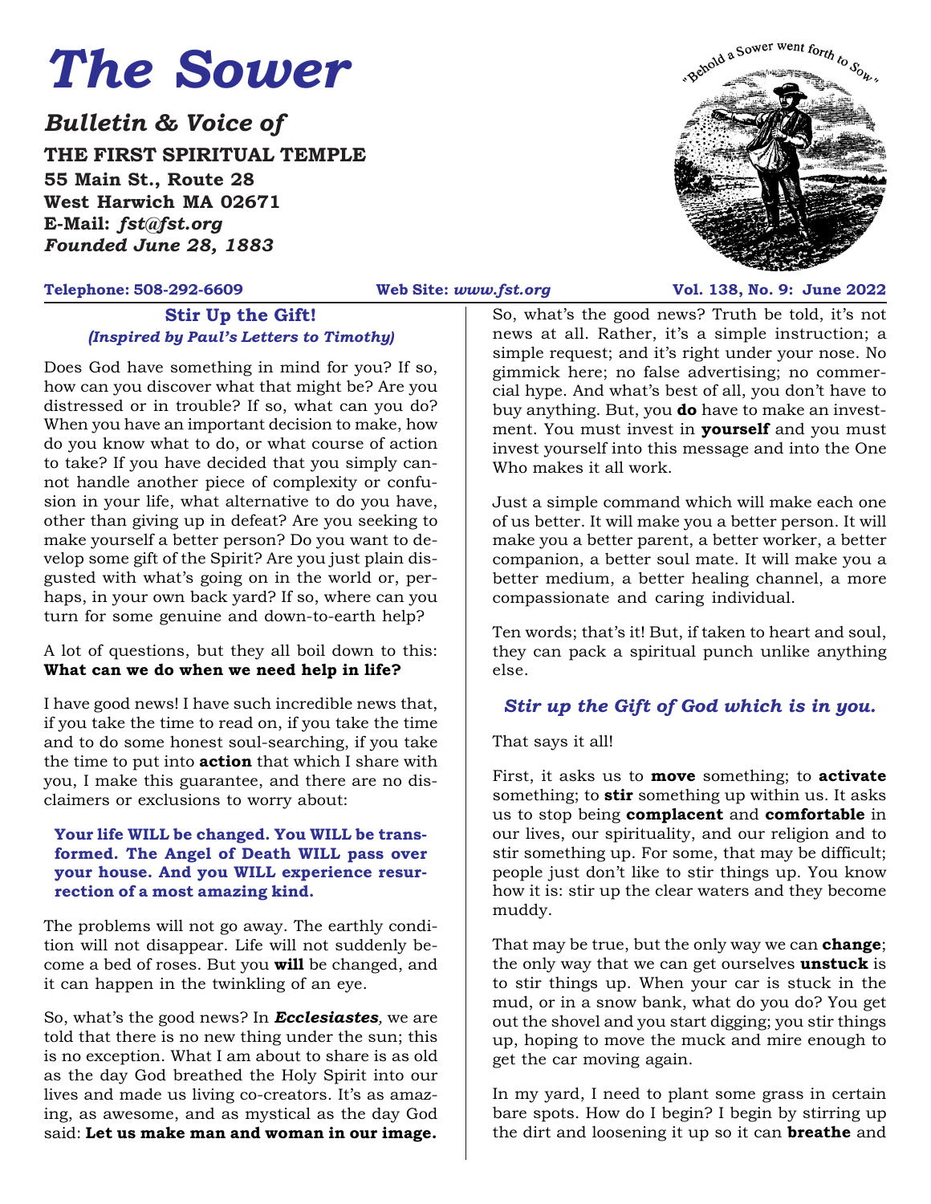# The Sower

## *Bulletin & Voice of*

**THE FIRST SPIRITUAL TEMPLE**
**55 Main St., Route 28**
**West Harwich MA 02671**
**E-Mail:** ***fst@fst.org***
***Founded June 28, 1883***

"Behold a Sower went forth to Sow"

**Telephone: 508-292-6609** **Web Site:** ***www.fst.org*** **Vol. 138, No. 9: June 2022**

### Stir Up the Gift!

***(Inspired by Paul's Letters to Timothy)***

Does God have something in mind for you? If so, how can you discover what that might be? Are you distressed or in trouble? If so, what can you do? When you have an important decision to make, how do you know what to do, or what course of action to take? If you have decided that you simply cannot handle another piece of complexity or confusion in your life, what alternative to do you have, other than giving up in defeat? Are you seeking to make yourself a better person? Do you want to develop some gift of the Spirit? Are you just plain disgusted with what's going on in the world or, perhaps, in your own back yard? If so, where can you turn for some genuine and down-to-earth help?

A lot of questions, but they all boil down to this: **What can we do when we need help in life?**

I have good news! I have such incredible news that, if you take the time to read on, if you take the time and to do some honest soul-searching, if you take the time to put into **action** that which I share with you, I make this guarantee, and there are no disclaimers or exclusions to worry about:

**Your life WILL be changed. You WILL be transformed. The Angel of Death WILL pass over your house. And you WILL experience resurrection of a most amazing kind.**

The problems will not go away. The earthly condition will not disappear. Life will not suddenly become a bed of roses. But you **will** be changed, and it can happen in the twinkling of an eye.

So, what's the good news? In ***Ecclesiastes***, we are told that there is no new thing under the sun; this is no exception. What I am about to share is as old as the day God breathed the Holy Spirit into our lives and made us living co-creators. It's as amazing, as awesome, and as mystical as the day God said: **Let us make man and woman in our image.**

So, what's the good news? Truth be told, it's not news at all. Rather, it's a simple instruction; a simple request; and it's right under your nose. No gimmick here; no false advertising; no commercial hype. And what's best of all, you don't have to buy anything. But, you **do** have to make an investment. You must invest in **yourself** and you must invest yourself into this message and into the One Who makes it all work.

Just a simple command which will make each one of us better. It will make you a better person. It will make you a better parent, a better worker, a better companion, a better soul mate. It will make you a better medium, a better healing channel, a more compassionate and caring individual.

Ten words; that's it! But, if taken to heart and soul, they can pack a spiritual punch unlike anything else.

***Stir up the Gift of God which is in you.***

That says it all!

First, it asks us to **move** something; to **activate** something; to **stir** something up within us. It asks us to stop being **complacent** and **comfortable** in our lives, our spirituality, and our religion and to stir something up. For some, that may be difficult; people just don't like to stir things up. You know how it is: stir up the clear waters and they become muddy.

That may be true, but the only way we can **change**; the only way that we can get ourselves **unstuck** is to stir things up. When your car is stuck in the mud, or in a snow bank, what do you do? You get out the shovel and you start digging; you stir things up, hoping to move the muck and mire enough to get the car moving again.

In my yard, I need to plant some grass in certain bare spots. How do I begin? I begin by stirring up the dirt and loosening it up so it can **breathe** and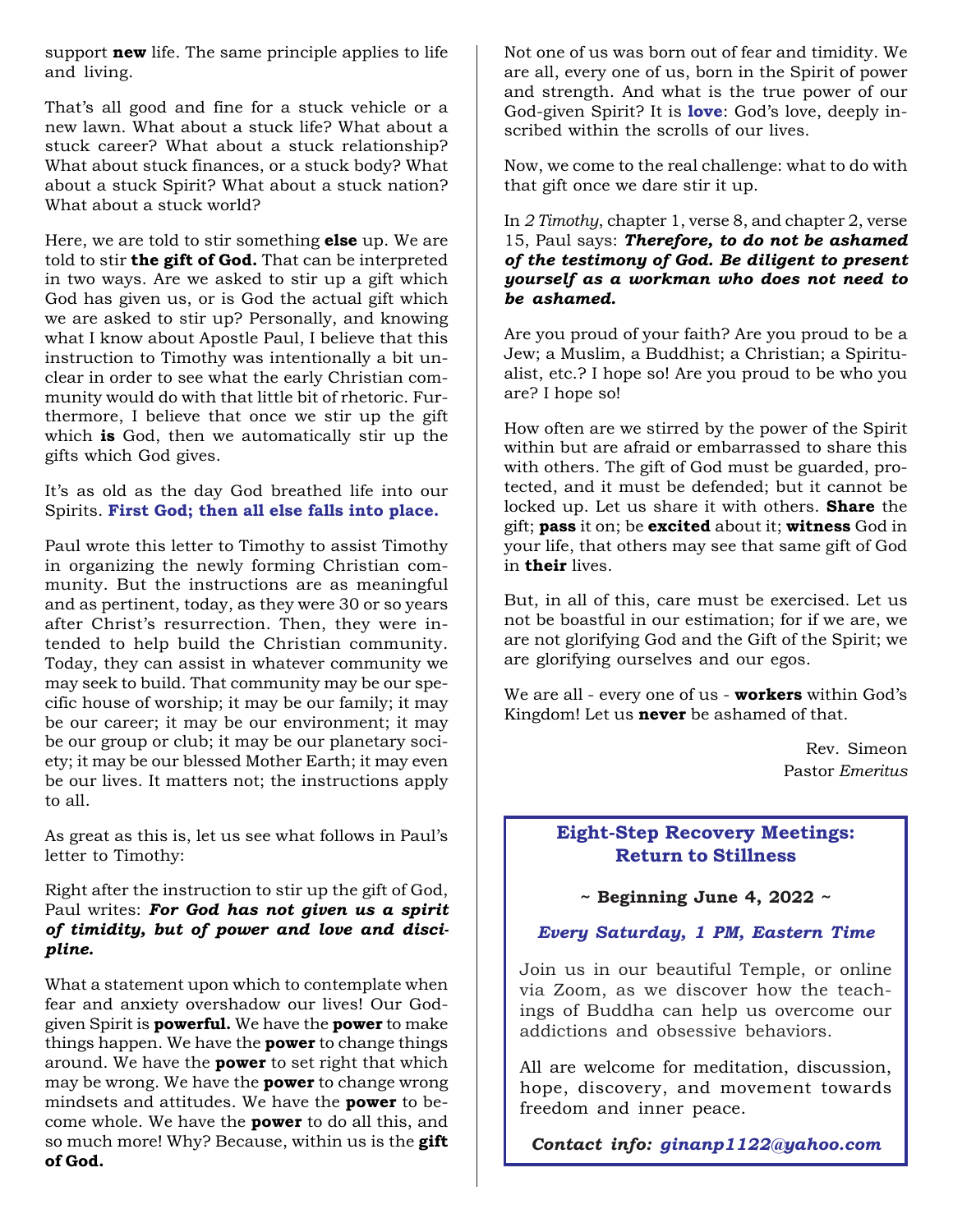support **new** life. The same principle applies to life and living.

That's all good and fine for a stuck vehicle or a new lawn. What about a stuck life? What about a stuck career? What about a stuck relationship? What about stuck finances, or a stuck body? What about a stuck Spirit? What about a stuck nation? What about a stuck world?

Here, we are told to stir something **else** up. We are told to stir **the gift of God.** That can be interpreted in two ways. Are we asked to stir up a gift which God has given us, or is God the actual gift which we are asked to stir up? Personally, and knowing what I know about Apostle Paul, I believe that this instruction to Timothy was intentionally a bit unclear in order to see what the early Christian community would do with that little bit of rhetoric. Furthermore, I believe that once we stir up the gift which **is** God, then we automatically stir up the gifts which God gives.

It's as old as the day God breathed life into our Spirits. **First God; then all else falls into place.**

Paul wrote this letter to Timothy to assist Timothy in organizing the newly forming Christian community. But the instructions are as meaningful and as pertinent, today, as they were 30 or so years after Christ's resurrection. Then, they were intended to help build the Christian community. Today, they can assist in whatever community we may seek to build. That community may be our specific house of worship; it may be our family; it may be our career; it may be our environment; it may be our group or club; it may be our planetary society; it may be our blessed Mother Earth; it may even be our lives. It matters not; the instructions apply to all.

As great as this is, let us see what follows in Paul's letter to Timothy:

Right after the instruction to stir up the gift of God, Paul writes: ***For God has not given us a spirit of timidity, but of power and love and discipline.***

What a statement upon which to contemplate when fear and anxiety overshadow our lives! Our God-given Spirit is **powerful.** We have the **power** to make things happen. We have the **power** to change things around. We have the **power** to set right that which may be wrong. We have the **power** to change wrong mindsets and attitudes. We have the **power** to become whole. We have the **power** to do all this, and so much more! Why? Because, within us is the **gift of God.**

Not one of us was born out of fear and timidity. We are all, every one of us, born in the Spirit of power and strength. And what is the true power of our God-given Spirit? It is **love**: God's love, deeply inscribed within the scrolls of our lives.

Now, we come to the real challenge: what to do with that gift once we dare stir it up.

In *2 Timothy*, chapter 1, verse 8, and chapter 2, verse 15, Paul says: ***Therefore, to do not be ashamed of the testimony of God. Be diligent to present yourself as a workman who does not need to be ashamed.***

Are you proud of your faith? Are you proud to be a Jew; a Muslim, a Buddhist; a Christian; a Spiritualist, etc.? I hope so! Are you proud to be who you are? I hope so!

How often are we stirred by the power of the Spirit within but are afraid or embarrassed to share this with others. The gift of God must be guarded, protected, and it must be defended; but it cannot be locked up. Let us share it with others. **Share** the gift; **pass** it on; be **excited** about it; **witness** God in your life, that others may see that same gift of God in **their** lives.

But, in all of this, care must be exercised. Let us not be boastful in our estimation; for if we are, we are not glorifying God and the Gift of the Spirit; we are glorifying ourselves and our egos.

We are all - every one of us - **workers** within God's Kingdom! Let us **never** be ashamed of that.

Rev. Simeon
Pastor *Emeritus*

## Eight-Step Recovery Meetings: Return to Stillness

**~ Beginning June 4, 2022 ~**

***Every Saturday, 1 PM, Eastern Time***

Join us in our beautiful Temple, or online via Zoom, as we discover how the teachings of Buddha can help us overcome our addictions and obsessive behaviors.

All are welcome for meditation, discussion, hope, discovery, and movement towards freedom and inner peace.

***Contact info: ginanp1122@yahoo.com***